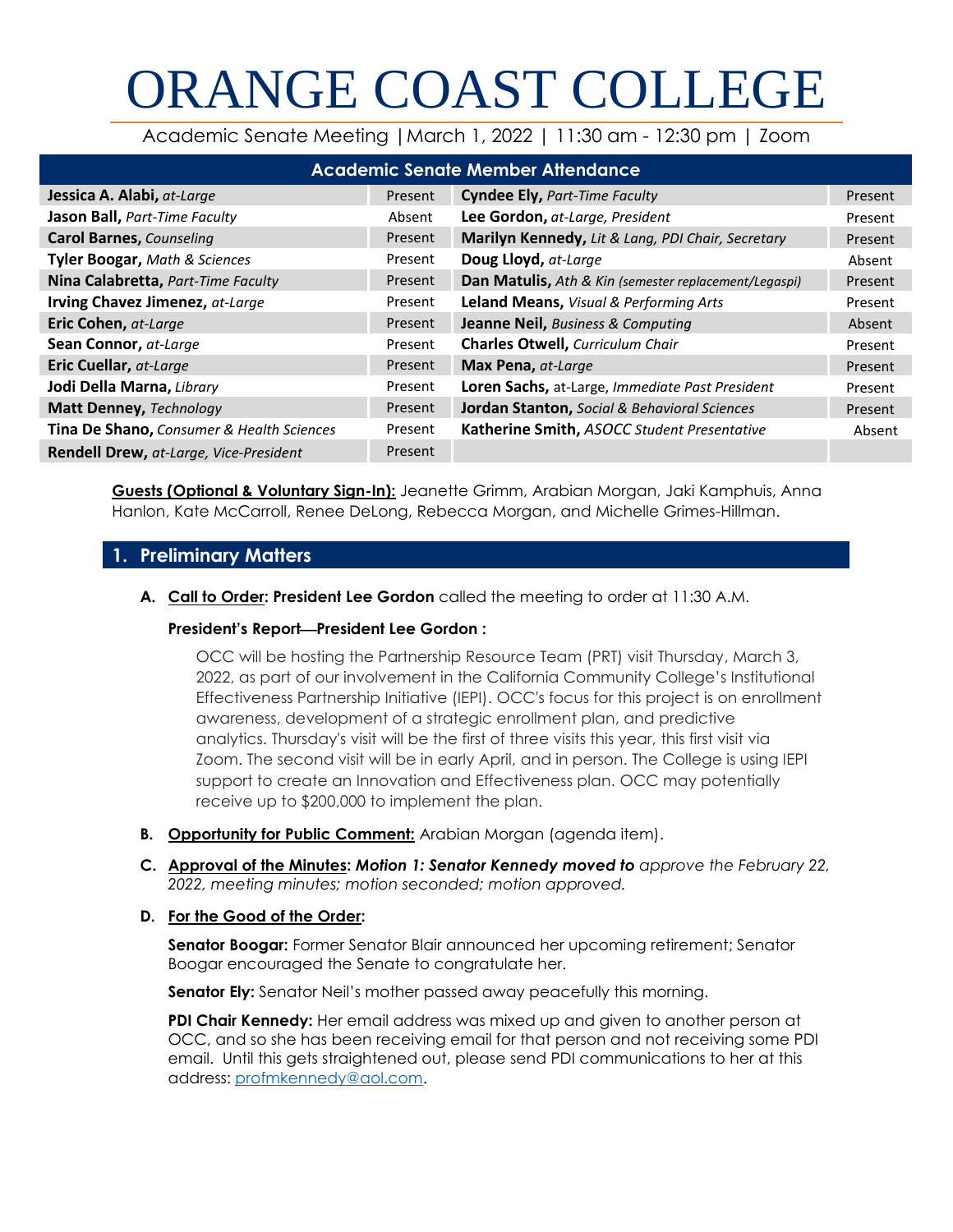# ORANGE COAST COLLEGE

Academic Senate Meeting | March 1, 2022 | 11:30 am - 12:30 pm | Zoom

| Academic Senate Member Attendance | | | |
|---|---|---|---|
| **Jessica A. Alabi,** *at-Large* | Present | **Cyndee Ely,** *Part-Time Faculty* | Present |
| **Jason Ball,** *Part-Time Faculty* | Absent | **Lee Gordon,** *at-Large, President* | Present |
| **Carol Barnes,** *Counseling* | Present | **Marilyn Kennedy,** *Lit & Lang, PDI Chair, Secretary* | Present |
| **Tyler Boogar,** *Math & Sciences* | Present | **Doug Lloyd,** *at-Large* | Absent |
| **Nina Calabretta,** *Part-Time Faculty* | Present | **Dan Matulis,** *Ath & Kin (semester replacement/Legaspi)* | Present |
| **Irving Chavez Jimenez,** *at-Large* | Present | **Leland Means,** *Visual & Performing Arts* | Present |
| **Eric Cohen,** *at-Large* | Present | **Jeanne Neil,** *Business & Computing* | Absent |
| **Sean Connor,** *at-Large* | Present | **Charles Otwell,** *Curriculum Chair* | Present |
| **Eric Cuellar,** *at-Large* | Present | **Max Pena,** *at-Large* | Present |
| **Jodi Della Marna,** *Library* | Present | **Loren Sachs,** at-Large, *Immediate Past President* | Present |
| **Matt Denney,** *Technology* | Present | **Jordan Stanton,** *Social & Behavioral Sciences* | Present |
| **Tina De Shano,** *Consumer & Health Sciences* | Present | **Katherine Smith,** *ASOCC Student Presentative* | Absent |
| **Rendell Drew,** *at-Large, Vice-President* | Present | | |

**Guests (Optional & Voluntary Sign-In):** Jeanette Grimm, Arabian Morgan, Jaki Kamphuis, Anna Hanlon, Kate McCarroll, Renee DeLong, Rebecca Morgan, and Michelle Grimes-Hillman.

## 1. Preliminary Matters

**A. Call to Order: President Lee Gordon** called the meeting to order at 11:30 A.M.

**President's Report—President Lee Gordon :**

OCC will be hosting the Partnership Resource Team (PRT) visit Thursday, March 3, 2022, as part of our involvement in the California Community College's Institutional Effectiveness Partnership Initiative (IEPI). OCC's focus for this project is on enrollment awareness, development of a strategic enrollment plan, and predictive analytics. Thursday's visit will be the first of three visits this year, this first visit via Zoom. The second visit will be in early April, and in person. The College is using IEPI support to create an Innovation and Effectiveness plan. OCC may potentially receive up to $200,000 to implement the plan.

**B. Opportunity for Public Comment:** Arabian Morgan (agenda item).

**C. Approval of the Minutes:** ***Motion 1: Senator Kennedy moved to*** *approve the February 22, 2022, meeting minutes; motion seconded; motion approved.*

**D. For the Good of the Order:**

**Senator Boogar:** Former Senator Blair announced her upcoming retirement; Senator Boogar encouraged the Senate to congratulate her.

**Senator Ely:** Senator Neil's mother passed away peacefully this morning.

**PDI Chair Kennedy:** Her email address was mixed up and given to another person at OCC, and so she has been receiving email for that person and not receiving some PDI email. Until this gets straightened out, please send PDI communications to her at this address: profmkennedy@aol.com.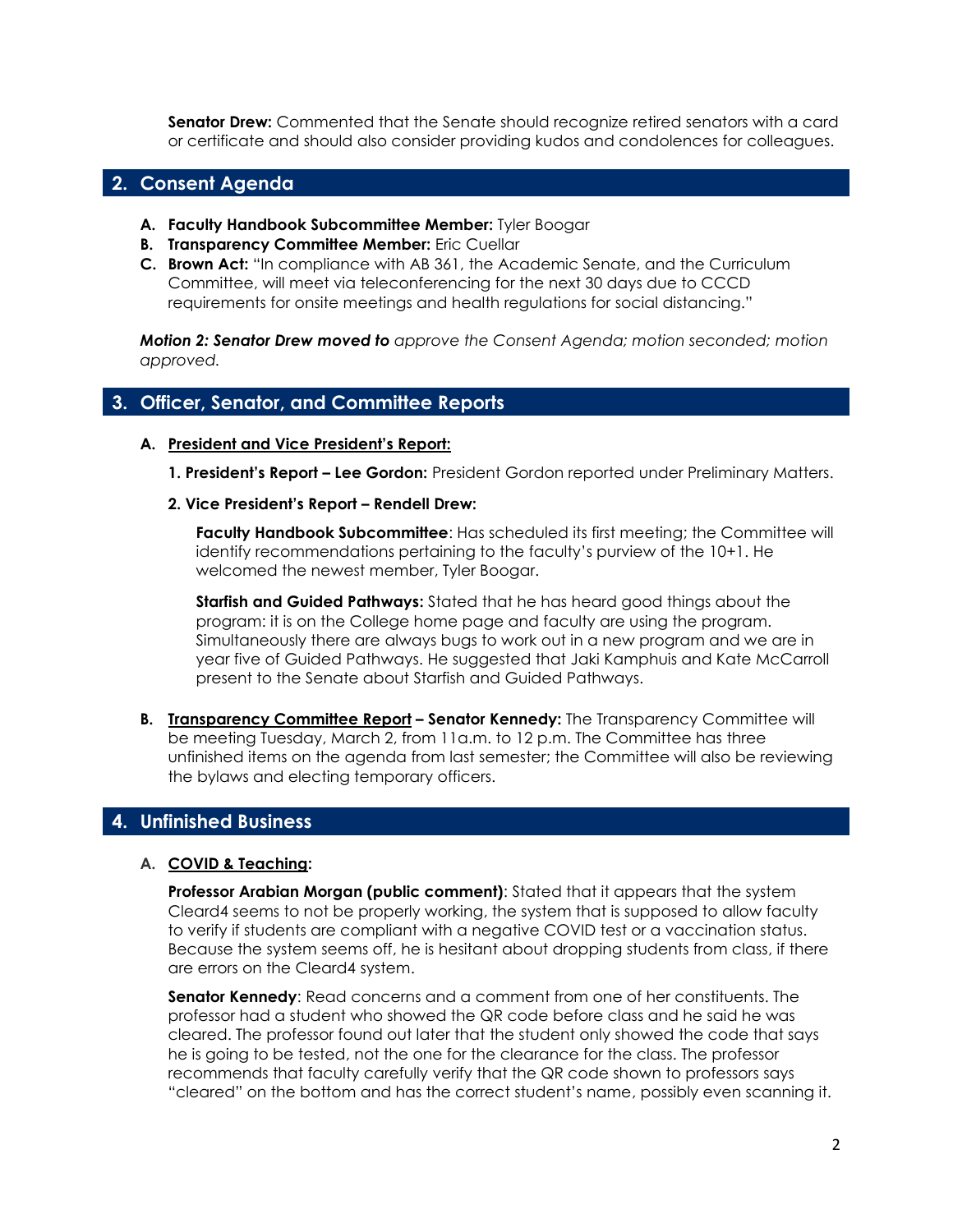**Senator Drew:** Commented that the Senate should recognize retired senators with a card or certificate and should also consider providing kudos and condolences for colleagues.

## 2. Consent Agenda

- **A. Faculty Handbook Subcommittee Member:** Tyler Boogar
- **B. Transparency Committee Member:** Eric Cuellar
- **C. Brown Act:** "In compliance with AB 361, the Academic Senate, and the Curriculum Committee, will meet via teleconferencing for the next 30 days due to CCCD requirements for onsite meetings and health regulations for social distancing."

***Motion 2: Senator Drew moved to** approve the Consent Agenda; motion seconded; motion approved.*

## 3. Officer, Senator, and Committee Reports

### A. President and Vice President's Report:

**1. President's Report – Lee Gordon:** President Gordon reported under Preliminary Matters.

**2. Vice President's Report – Rendell Drew:**

**Faculty Handbook Subcommittee**: Has scheduled its first meeting; the Committee will identify recommendations pertaining to the faculty's purview of the 10+1. He welcomed the newest member, Tyler Boogar.

**Starfish and Guided Pathways:** Stated that he has heard good things about the program: it is on the College home page and faculty are using the program. Simultaneously there are always bugs to work out in a new program and we are in year five of Guided Pathways. He suggested that Jaki Kamphuis and Kate McCarroll present to the Senate about Starfish and Guided Pathways.

**B. Transparency Committee Report – Senator Kennedy:** The Transparency Committee will be meeting Tuesday, March 2, from 11a.m. to 12 p.m. The Committee has three unfinished items on the agenda from last semester; the Committee will also be reviewing the bylaws and electing temporary officers.

## 4. Unfinished Business

### A. COVID & Teaching:

**Professor Arabian Morgan (public comment)**: Stated that it appears that the system Cleard4 seems to not be properly working, the system that is supposed to allow faculty to verify if students are compliant with a negative COVID test or a vaccination status. Because the system seems off, he is hesitant about dropping students from class, if there are errors on the Cleard4 system.

**Senator Kennedy**: Read concerns and a comment from one of her constituents. The professor had a student who showed the QR code before class and he said he was cleared. The professor found out later that the student only showed the code that says he is going to be tested, not the one for the clearance for the class. The professor recommends that faculty carefully verify that the QR code shown to professors says "cleared" on the bottom and has the correct student's name, possibly even scanning it.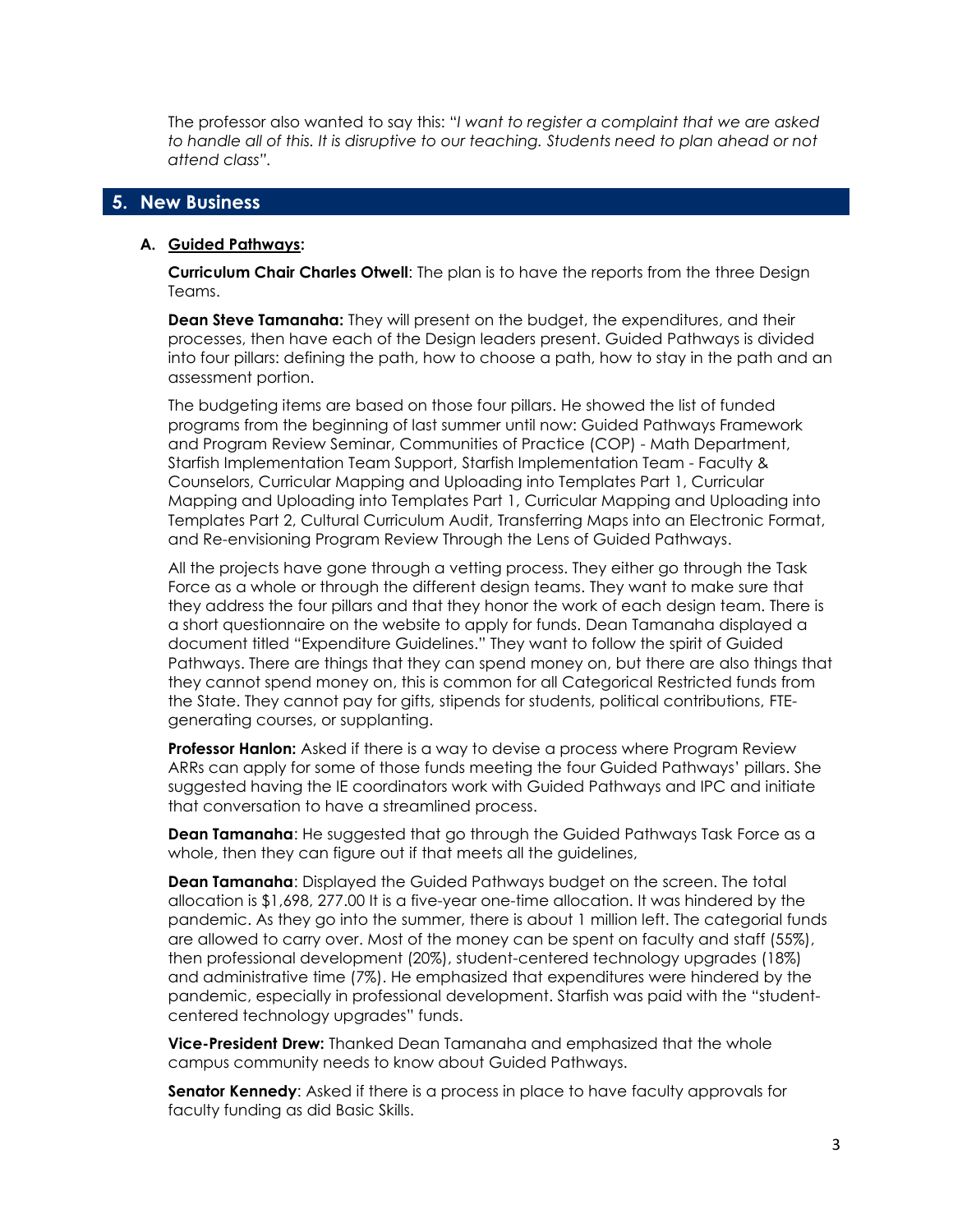The professor also wanted to say this: "*I want to register a complaint that we are asked to handle all of this. It is disruptive to our teaching. Students need to plan ahead or not attend class".*

## 5. New Business

### A. Guided Pathways:

**Curriculum Chair Charles Otwell**: The plan is to have the reports from the three Design Teams.

**Dean Steve Tamanaha:** They will present on the budget, the expenditures, and their processes, then have each of the Design leaders present. Guided Pathways is divided into four pillars: defining the path, how to choose a path, how to stay in the path and an assessment portion.

The budgeting items are based on those four pillars. He showed the list of funded programs from the beginning of last summer until now: Guided Pathways Framework and Program Review Seminar, Communities of Practice (COP) - Math Department, Starfish Implementation Team Support, Starfish Implementation Team - Faculty & Counselors, Curricular Mapping and Uploading into Templates Part 1, Curricular Mapping and Uploading into Templates Part 1, Curricular Mapping and Uploading into Templates Part 2, Cultural Curriculum Audit, Transferring Maps into an Electronic Format, and Re-envisioning Program Review Through the Lens of Guided Pathways.

All the projects have gone through a vetting process. They either go through the Task Force as a whole or through the different design teams. They want to make sure that they address the four pillars and that they honor the work of each design team. There is a short questionnaire on the website to apply for funds. Dean Tamanaha displayed a document titled "Expenditure Guidelines." They want to follow the spirit of Guided Pathways. There are things that they can spend money on, but there are also things that they cannot spend money on, this is common for all Categorical Restricted funds from the State. They cannot pay for gifts, stipends for students, political contributions, FTE-generating courses, or supplanting.

**Professor Hanlon:** Asked if there is a way to devise a process where Program Review ARRs can apply for some of those funds meeting the four Guided Pathways' pillars. She suggested having the IE coordinators work with Guided Pathways and IPC and initiate that conversation to have a streamlined process.

**Dean Tamanaha**: He suggested that go through the Guided Pathways Task Force as a whole, then they can figure out if that meets all the guidelines,

**Dean Tamanaha**: Displayed the Guided Pathways budget on the screen. The total allocation is $1,698, 277.00 It is a five-year one-time allocation. It was hindered by the pandemic. As they go into the summer, there is about 1 million left. The categorial funds are allowed to carry over. Most of the money can be spent on faculty and staff (55%), then professional development (20%), student-centered technology upgrades (18%) and administrative time (7%). He emphasized that expenditures were hindered by the pandemic, especially in professional development. Starfish was paid with the "student-centered technology upgrades" funds.

**Vice-President Drew:** Thanked Dean Tamanaha and emphasized that the whole campus community needs to know about Guided Pathways.

**Senator Kennedy**: Asked if there is a process in place to have faculty approvals for faculty funding as did Basic Skills.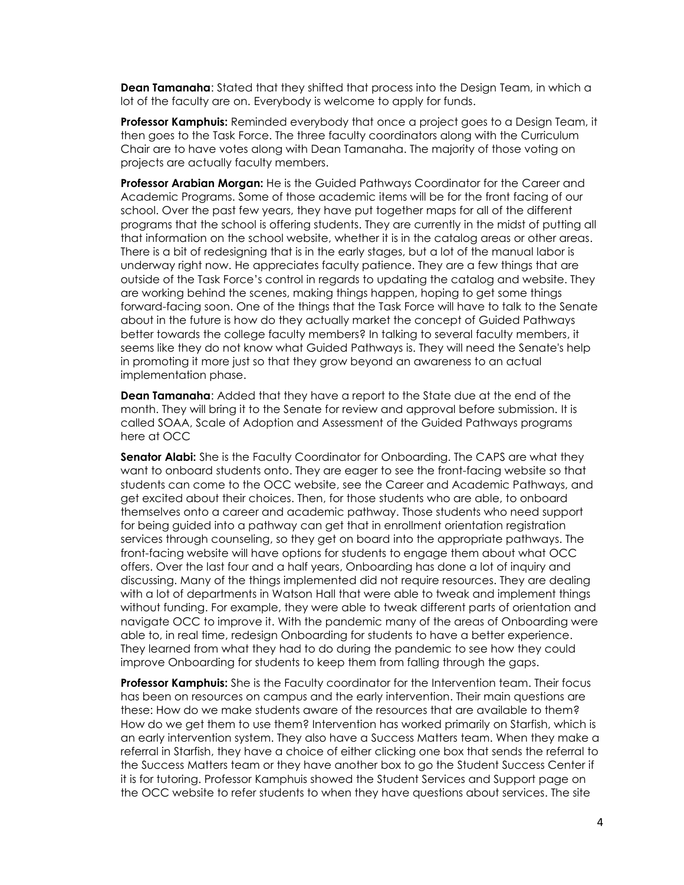**Dean Tamanaha**: Stated that they shifted that process into the Design Team, in which a lot of the faculty are on. Everybody is welcome to apply for funds.

**Professor Kamphuis:** Reminded everybody that once a project goes to a Design Team, it then goes to the Task Force. The three faculty coordinators along with the Curriculum Chair are to have votes along with Dean Tamanaha. The majority of those voting on projects are actually faculty members.

**Professor Arabian Morgan:** He is the Guided Pathways Coordinator for the Career and Academic Programs. Some of those academic items will be for the front facing of our school. Over the past few years, they have put together maps for all of the different programs that the school is offering students. They are currently in the midst of putting all that information on the school website, whether it is in the catalog areas or other areas. There is a bit of redesigning that is in the early stages, but a lot of the manual labor is underway right now. He appreciates faculty patience. They are a few things that are outside of the Task Force's control in regards to updating the catalog and website. They are working behind the scenes, making things happen, hoping to get some things forward-facing soon. One of the things that the Task Force will have to talk to the Senate about in the future is how do they actually market the concept of Guided Pathways better towards the college faculty members? In talking to several faculty members, it seems like they do not know what Guided Pathways is. They will need the Senate's help in promoting it more just so that they grow beyond an awareness to an actual implementation phase.

**Dean Tamanaha**: Added that they have a report to the State due at the end of the month. They will bring it to the Senate for review and approval before submission. It is called SOAA, Scale of Adoption and Assessment of the Guided Pathways programs here at OCC

**Senator Alabi:** She is the Faculty Coordinator for Onboarding. The CAPS are what they want to onboard students onto. They are eager to see the front-facing website so that students can come to the OCC website, see the Career and Academic Pathways, and get excited about their choices. Then, for those students who are able, to onboard themselves onto a career and academic pathway. Those students who need support for being guided into a pathway can get that in enrollment orientation registration services through counseling, so they get on board into the appropriate pathways. The front-facing website will have options for students to engage them about what OCC offers. Over the last four and a half years, Onboarding has done a lot of inquiry and discussing. Many of the things implemented did not require resources. They are dealing with a lot of departments in Watson Hall that were able to tweak and implement things without funding. For example, they were able to tweak different parts of orientation and navigate OCC to improve it. With the pandemic many of the areas of Onboarding were able to, in real time, redesign Onboarding for students to have a better experience. They learned from what they had to do during the pandemic to see how they could improve Onboarding for students to keep them from falling through the gaps.

**Professor Kamphuis:** She is the Faculty coordinator for the Intervention team. Their focus has been on resources on campus and the early intervention. Their main questions are these: How do we make students aware of the resources that are available to them? How do we get them to use them? Intervention has worked primarily on Starfish, which is an early intervention system. They also have a Success Matters team. When they make a referral in Starfish, they have a choice of either clicking one box that sends the referral to the Success Matters team or they have another box to go the Student Success Center if it is for tutoring. Professor Kamphuis showed the Student Services and Support page on the OCC website to refer students to when they have questions about services. The site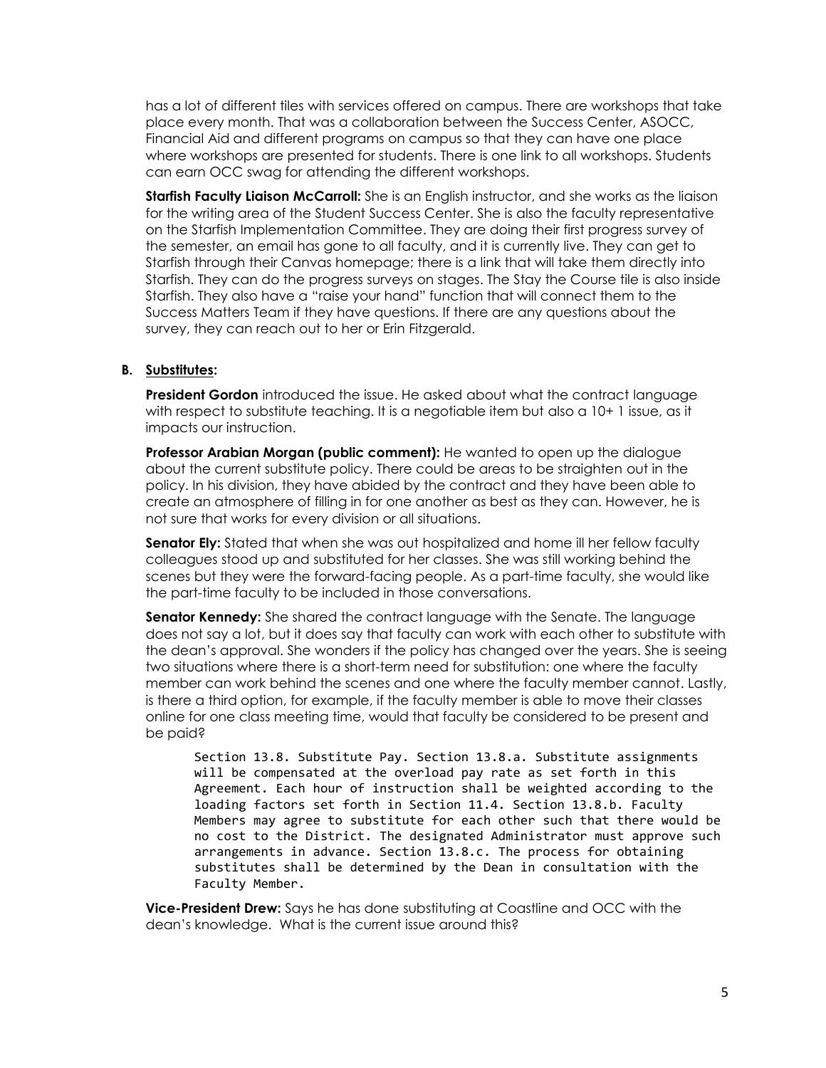has a lot of different tiles with services offered on campus. There are workshops that take place every month. That was a collaboration between the Success Center, ASOCC, Financial Aid and different programs on campus so that they can have one place where workshops are presented for students. There is one link to all workshops. Students can earn OCC swag for attending the different workshops.

**Starfish Faculty Liaison McCarroll:** She is an English instructor, and she works as the liaison for the writing area of the Student Success Center. She is also the faculty representative on the Starfish Implementation Committee. They are doing their first progress survey of the semester, an email has gone to all faculty, and it is currently live. They can get to Starfish through their Canvas homepage; there is a link that will take them directly into Starfish. They can do the progress surveys on stages. The Stay the Course tile is also inside Starfish. They also have a "raise your hand" function that will connect them to the Success Matters Team if they have questions. If there are any questions about the survey, they can reach out to her or Erin Fitzgerald.

**B. Substitutes:**

**President Gordon** introduced the issue. He asked about what the contract language with respect to substitute teaching. It is a negotiable item but also a 10+ 1 issue, as it impacts our instruction.

**Professor Arabian Morgan (public comment):** He wanted to open up the dialogue about the current substitute policy. There could be areas to be straighten out in the policy. In his division, they have abided by the contract and they have been able to create an atmosphere of filling in for one another as best as they can. However, he is not sure that works for every division or all situations.

**Senator Ely:** Stated that when she was out hospitalized and home ill her fellow faculty colleagues stood up and substituted for her classes. She was still working behind the scenes but they were the forward-facing people. As a part-time faculty, she would like the part-time faculty to be included in those conversations.

**Senator Kennedy:** She shared the contract language with the Senate. The language does not say a lot, but it does say that faculty can work with each other to substitute with the dean's approval. She wonders if the policy has changed over the years. She is seeing two situations where there is a short-term need for substitution: one where the faculty member can work behind the scenes and one where the faculty member cannot. Lastly, is there a third option, for example, if the faculty member is able to move their classes online for one class meeting time, would that faculty be considered to be present and be paid?

```
Section 13.8. Substitute Pay. Section 13.8.a. Substitute assignments
will be compensated at the overload pay rate as set forth in this
Agreement. Each hour of instruction shall be weighted according to the
loading factors set forth in Section 11.4. Section 13.8.b. Faculty
Members may agree to substitute for each other such that there would be
no cost to the District. The designated Administrator must approve such
arrangements in advance. Section 13.8.c. The process for obtaining
substitutes shall be determined by the Dean in consultation with the
Faculty Member.
```

**Vice-President Drew:** Says he has done substituting at Coastline and OCC with the dean's knowledge. What is the current issue around this?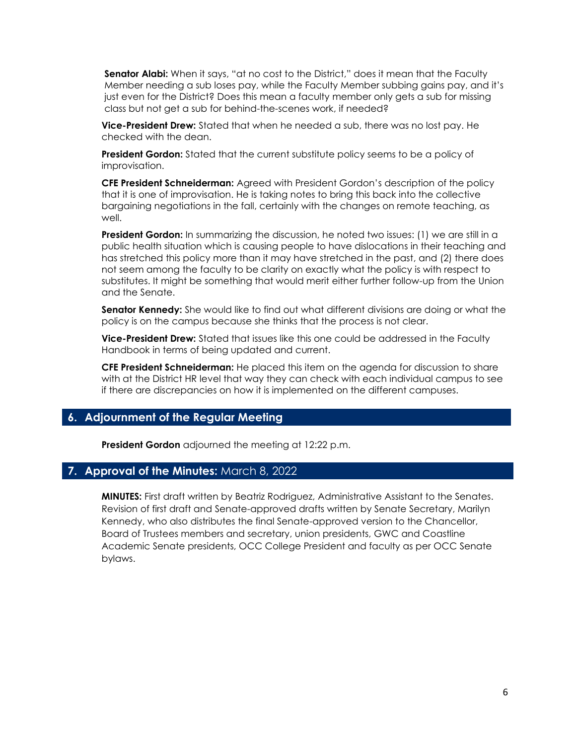**Senator Alabi:** When it says, "at no cost to the District," does it mean that the Faculty Member needing a sub loses pay, while the Faculty Member subbing gains pay, and it's just even for the District? Does this mean a faculty member only gets a sub for missing class but not get a sub for behind-the-scenes work, if needed?

**Vice-President Drew:** Stated that when he needed a sub, there was no lost pay. He checked with the dean.

**President Gordon:** Stated that the current substitute policy seems to be a policy of improvisation.

**CFE President Schneiderman:** Agreed with President Gordon's description of the policy that it is one of improvisation. He is taking notes to bring this back into the collective bargaining negotiations in the fall, certainly with the changes on remote teaching, as well.

**President Gordon:** In summarizing the discussion, he noted two issues: (1) we are still in a public health situation which is causing people to have dislocations in their teaching and has stretched this policy more than it may have stretched in the past, and (2) there does not seem among the faculty to be clarity on exactly what the policy is with respect to substitutes. It might be something that would merit either further follow-up from the Union and the Senate.

**Senator Kennedy:** She would like to find out what different divisions are doing or what the policy is on the campus because she thinks that the process is not clear.

**Vice-President Drew:** Stated that issues like this one could be addressed in the Faculty Handbook in terms of being updated and current.

**CFE President Schneiderman:** He placed this item on the agenda for discussion to share with at the District HR level that way they can check with each individual campus to see if there are discrepancies on how it is implemented on the different campuses.

## 6. Adjournment of the Regular Meeting

**President Gordon** adjourned the meeting at 12:22 p.m.

## 7. Approval of the Minutes: March 8, 2022

**MINUTES:** First draft written by Beatriz Rodriguez, Administrative Assistant to the Senates. Revision of first draft and Senate-approved drafts written by Senate Secretary, Marilyn Kennedy, who also distributes the final Senate-approved version to the Chancellor, Board of Trustees members and secretary, union presidents, GWC and Coastline Academic Senate presidents, OCC College President and faculty as per OCC Senate bylaws.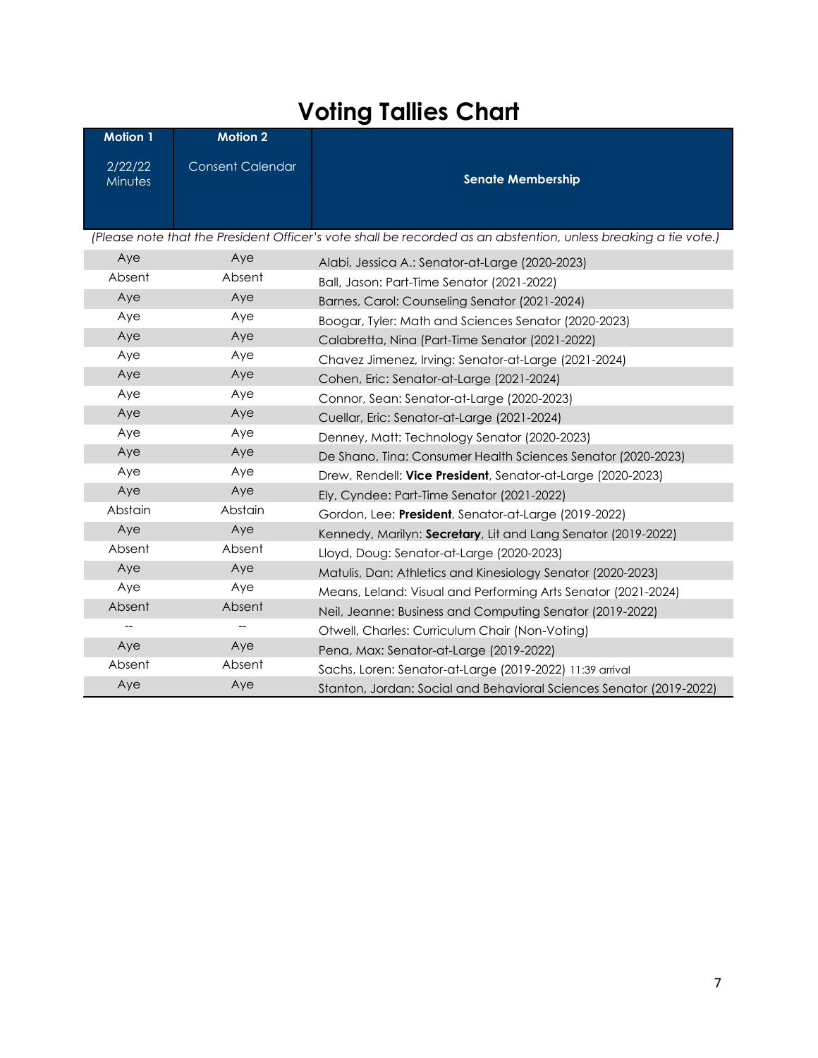# Voting Tallies Chart

| **Motion 1** 2/22/22 Minutes | **Motion 2** Consent Calendar | **Senate Membership** |
|---|---|---|
| *(Please note that the President Officer's vote shall be recorded as an abstention, unless breaking a tie vote.)* | | |
| Aye | Aye | Alabi, Jessica A.: Senator-at-Large (2020-2023) |
| Absent | Absent | Ball, Jason: Part-Time Senator (2021-2022) |
| Aye | Aye | Barnes, Carol: Counseling Senator (2021-2024) |
| Aye | Aye | Boogar, Tyler: Math and Sciences Senator (2020-2023) |
| Aye | Aye | Calabretta, Nina (Part-Time Senator (2021-2022) |
| Aye | Aye | Chavez Jimenez, Irving: Senator-at-Large (2021-2024) |
| Aye | Aye | Cohen, Eric: Senator-at-Large (2021-2024) |
| Aye | Aye | Connor, Sean: Senator-at-Large (2020-2023) |
| Aye | Aye | Cuellar, Eric: Senator-at-Large (2021-2024) |
| Aye | Aye | Denney, Matt: Technology Senator (2020-2023) |
| Aye | Aye | De Shano, Tina: Consumer Health Sciences Senator (2020-2023) |
| Aye | Aye | Drew, Rendell: **Vice President**, Senator-at-Large (2020-2023) |
| Aye | Aye | Ely, Cyndee: Part-Time Senator (2021-2022) |
| Abstain | Abstain | Gordon, Lee: **President**, Senator-at-Large (2019-2022) |
| Aye | Aye | Kennedy, Marilyn: **Secretary**, Lit and Lang Senator (2019-2022) |
| Absent | Absent | Lloyd, Doug: Senator-at-Large (2020-2023) |
| Aye | Aye | Matulis, Dan: Athletics and Kinesiology Senator (2020-2023) |
| Aye | Aye | Means, Leland: Visual and Performing Arts Senator (2021-2024) |
| Absent | Absent | Neil, Jeanne: Business and Computing Senator (2019-2022) |
| -- | -- | Otwell, Charles: Curriculum Chair (Non-Voting) |
| Aye | Aye | Pena, Max: Senator-at-Large (2019-2022) |
| Absent | Absent | Sachs, Loren: Senator-at-Large (2019-2022) 11:39 arrival |
| Aye | Aye | Stanton, Jordan: Social and Behavioral Sciences Senator (2019-2022) |